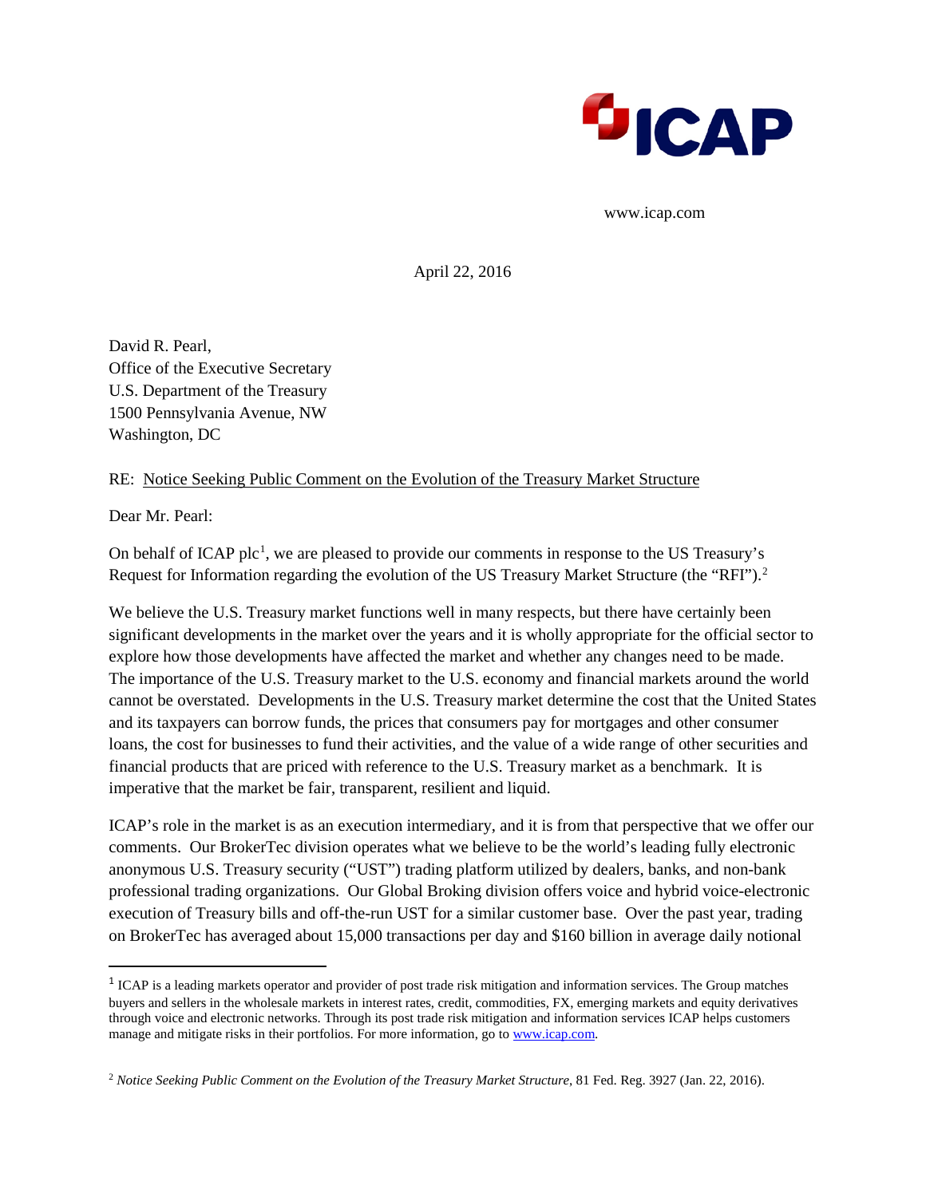ICAP

www.icap.com

April 22, 2016

David R. Pearl,
Office of the Executive Secretary
U.S. Department of the Treasury
1500 Pennsylvania Avenue, NW
Washington, DC

RE: Notice Seeking Public Comment on the Evolution of the Treasury Market Structure

Dear Mr. Pearl:

On behalf of ICAP plc[1], we are pleased to provide our comments in response to the US Treasury's Request for Information regarding the evolution of the US Treasury Market Structure (the "RFI").[2]

We believe the U.S. Treasury market functions well in many respects, but there have certainly been significant developments in the market over the years and it is wholly appropriate for the official sector to explore how those developments have affected the market and whether any changes need to be made. The importance of the U.S. Treasury market to the U.S. economy and financial markets around the world cannot be overstated. Developments in the U.S. Treasury market determine the cost that the United States and its taxpayers can borrow funds, the prices that consumers pay for mortgages and other consumer loans, the cost for businesses to fund their activities, and the value of a wide range of other securities and financial products that are priced with reference to the U.S. Treasury market as a benchmark. It is imperative that the market be fair, transparent, resilient and liquid.

ICAP's role in the market is as an execution intermediary, and it is from that perspective that we offer our comments. Our BrokerTec division operates what we believe to be the world's leading fully electronic anonymous U.S. Treasury security ("UST") trading platform utilized by dealers, banks, and non-bank professional trading organizations. Our Global Broking division offers voice and hybrid voice-electronic execution of Treasury bills and off-the-run UST for a similar customer base. Over the past year, trading on BrokerTec has averaged about 15,000 transactions per day and $160 billion in average daily notional

[1] ICAP is a leading markets operator and provider of post trade risk mitigation and information services. The Group matches buyers and sellers in the wholesale markets in interest rates, credit, commodities, FX, emerging markets and equity derivatives through voice and electronic networks. Through its post trade risk mitigation and information services ICAP helps customers manage and mitigate risks in their portfolios. For more information, go to www.icap.com.

[2] *Notice Seeking Public Comment on the Evolution of the Treasury Market Structure*, 81 Fed. Reg. 3927 (Jan. 22, 2016).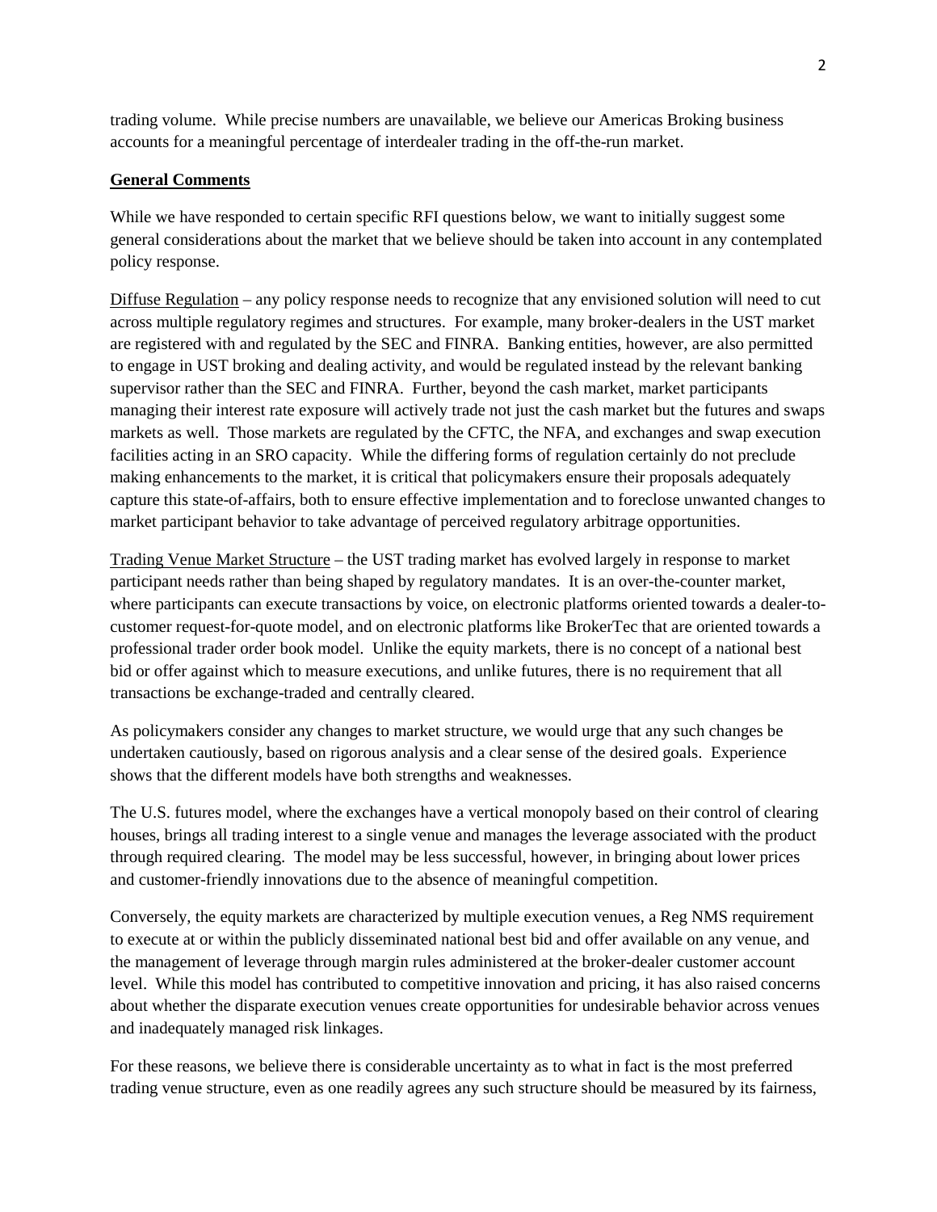trading volume. While precise numbers are unavailable, we believe our Americas Broking business accounts for a meaningful percentage of interdealer trading in the off-the-run market.

## General Comments

While we have responded to certain specific RFI questions below, we want to initially suggest some general considerations about the market that we believe should be taken into account in any contemplated policy response.

Diffuse Regulation – any policy response needs to recognize that any envisioned solution will need to cut across multiple regulatory regimes and structures. For example, many broker-dealers in the UST market are registered with and regulated by the SEC and FINRA. Banking entities, however, are also permitted to engage in UST broking and dealing activity, and would be regulated instead by the relevant banking supervisor rather than the SEC and FINRA. Further, beyond the cash market, market participants managing their interest rate exposure will actively trade not just the cash market but the futures and swaps markets as well. Those markets are regulated by the CFTC, the NFA, and exchanges and swap execution facilities acting in an SRO capacity. While the differing forms of regulation certainly do not preclude making enhancements to the market, it is critical that policymakers ensure their proposals adequately capture this state-of-affairs, both to ensure effective implementation and to foreclose unwanted changes to market participant behavior to take advantage of perceived regulatory arbitrage opportunities.

Trading Venue Market Structure – the UST trading market has evolved largely in response to market participant needs rather than being shaped by regulatory mandates. It is an over-the-counter market, where participants can execute transactions by voice, on electronic platforms oriented towards a dealer-to-customer request-for-quote model, and on electronic platforms like BrokerTec that are oriented towards a professional trader order book model. Unlike the equity markets, there is no concept of a national best bid or offer against which to measure executions, and unlike futures, there is no requirement that all transactions be exchange-traded and centrally cleared.

As policymakers consider any changes to market structure, we would urge that any such changes be undertaken cautiously, based on rigorous analysis and a clear sense of the desired goals. Experience shows that the different models have both strengths and weaknesses.

The U.S. futures model, where the exchanges have a vertical monopoly based on their control of clearing houses, brings all trading interest to a single venue and manages the leverage associated with the product through required clearing. The model may be less successful, however, in bringing about lower prices and customer-friendly innovations due to the absence of meaningful competition.

Conversely, the equity markets are characterized by multiple execution venues, a Reg NMS requirement to execute at or within the publicly disseminated national best bid and offer available on any venue, and the management of leverage through margin rules administered at the broker-dealer customer account level. While this model has contributed to competitive innovation and pricing, it has also raised concerns about whether the disparate execution venues create opportunities for undesirable behavior across venues and inadequately managed risk linkages.

For these reasons, we believe there is considerable uncertainty as to what in fact is the most preferred trading venue structure, even as one readily agrees any such structure should be measured by its fairness,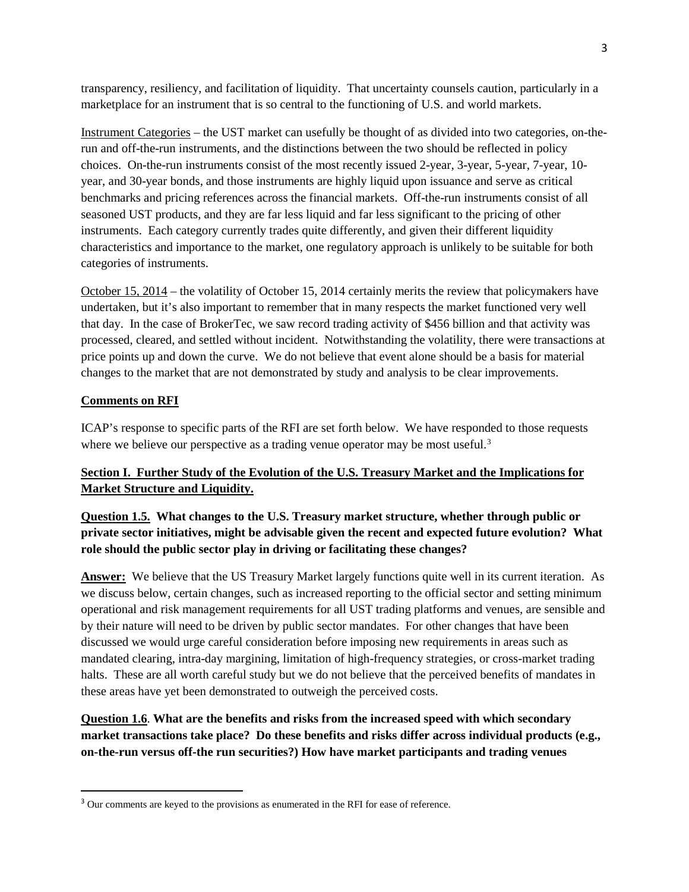transparency, resiliency, and facilitation of liquidity. That uncertainty counsels caution, particularly in a marketplace for an instrument that is so central to the functioning of U.S. and world markets.

<u>Instrument Categories</u> – the UST market can usefully be thought of as divided into two categories, on-the-run and off-the-run instruments, and the distinctions between the two should be reflected in policy choices. On-the-run instruments consist of the most recently issued 2-year, 3-year, 5-year, 7-year, 10-year, and 30-year bonds, and those instruments are highly liquid upon issuance and serve as critical benchmarks and pricing references across the financial markets. Off-the-run instruments consist of all seasoned UST products, and they are far less liquid and far less significant to the pricing of other instruments. Each category currently trades quite differently, and given their different liquidity characteristics and importance to the market, one regulatory approach is unlikely to be suitable for both categories of instruments.

<u>October 15, 2014</u> – the volatility of October 15, 2014 certainly merits the review that policymakers have undertaken, but it's also important to remember that in many respects the market functioned very well that day. In the case of BrokerTec, we saw record trading activity of $456 billion and that activity was processed, cleared, and settled without incident. Notwithstanding the volatility, there were transactions at price points up and down the curve. We do not believe that event alone should be a basis for material changes to the market that are not demonstrated by study and analysis to be clear improvements.

## <u>Comments on RFI</u>

ICAP's response to specific parts of the RFI are set forth below. We have responded to those requests where we believe our perspective as a trading venue operator may be most useful.[3]

## <u>Section I. Further Study of the Evolution of the U.S. Treasury Market and the Implications for Market Structure and Liquidity.</u>

**<u>Question 1.5.</u> What changes to the U.S. Treasury market structure, whether through public or private sector initiatives, might be advisable given the recent and expected future evolution? What role should the public sector play in driving or facilitating these changes?**

**<u>Answer:</u>** We believe that the US Treasury Market largely functions quite well in its current iteration. As we discuss below, certain changes, such as increased reporting to the official sector and setting minimum operational and risk management requirements for all UST trading platforms and venues, are sensible and by their nature will need to be driven by public sector mandates. For other changes that have been discussed we would urge careful consideration before imposing new requirements in areas such as mandated clearing, intra-day margining, limitation of high-frequency strategies, or cross-market trading halts. These are all worth careful study but we do not believe that the perceived benefits of mandates in these areas have yet been demonstrated to outweigh the perceived costs.

**<u>Question 1.6</u>. What are the benefits and risks from the increased speed with which secondary market transactions take place? Do these benefits and risks differ across individual products (e.g., on-the-run versus off-the run securities?) How have market participants and trading venues**

[3] Our comments are keyed to the provisions as enumerated in the RFI for ease of reference.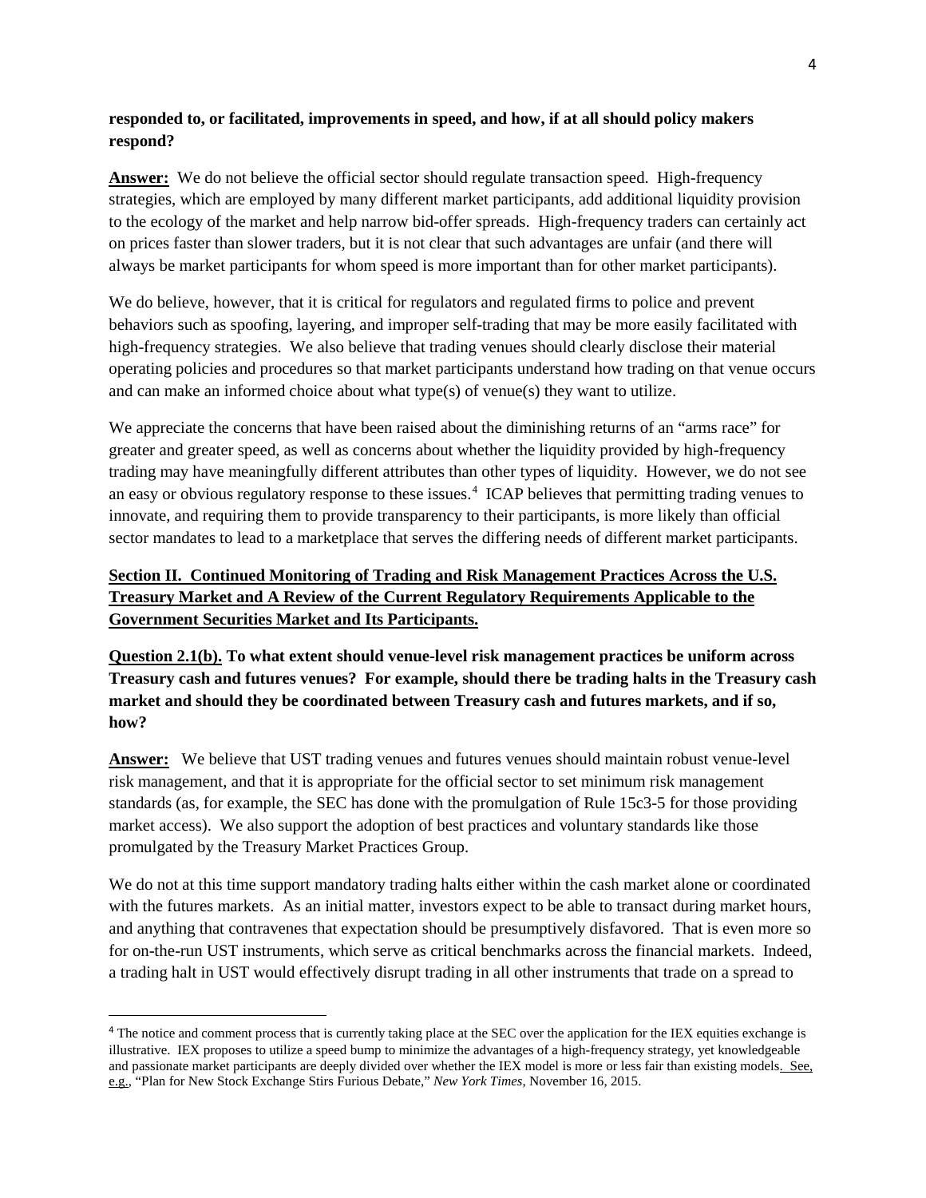**responded to, or facilitated, improvements in speed, and how, if at all should policy makers respond?**

**Answer:** We do not believe the official sector should regulate transaction speed. High-frequency strategies, which are employed by many different market participants, add additional liquidity provision to the ecology of the market and help narrow bid-offer spreads. High-frequency traders can certainly act on prices faster than slower traders, but it is not clear that such advantages are unfair (and there will always be market participants for whom speed is more important than for other market participants).

We do believe, however, that it is critical for regulators and regulated firms to police and prevent behaviors such as spoofing, layering, and improper self-trading that may be more easily facilitated with high-frequency strategies. We also believe that trading venues should clearly disclose their material operating policies and procedures so that market participants understand how trading on that venue occurs and can make an informed choice about what type(s) of venue(s) they want to utilize.

We appreciate the concerns that have been raised about the diminishing returns of an "arms race" for greater and greater speed, as well as concerns about whether the liquidity provided by high-frequency trading may have meaningfully different attributes than other types of liquidity. However, we do not see an easy or obvious regulatory response to these issues.[4] ICAP believes that permitting trading venues to innovate, and requiring them to provide transparency to their participants, is more likely than official sector mandates to lead to a marketplace that serves the differing needs of different market participants.

## Section II. Continued Monitoring of Trading and Risk Management Practices Across the U.S. Treasury Market and A Review of the Current Regulatory Requirements Applicable to the Government Securities Market and Its Participants.

**Question 2.1(b). To what extent should venue-level risk management practices be uniform across Treasury cash and futures venues? For example, should there be trading halts in the Treasury cash market and should they be coordinated between Treasury cash and futures markets, and if so, how?**

**Answer:** We believe that UST trading venues and futures venues should maintain robust venue-level risk management, and that it is appropriate for the official sector to set minimum risk management standards (as, for example, the SEC has done with the promulgation of Rule 15c3-5 for those providing market access). We also support the adoption of best practices and voluntary standards like those promulgated by the Treasury Market Practices Group.

We do not at this time support mandatory trading halts either within the cash market alone or coordinated with the futures markets. As an initial matter, investors expect to be able to transact during market hours, and anything that contravenes that expectation should be presumptively disfavored. That is even more so for on-the-run UST instruments, which serve as critical benchmarks across the financial markets. Indeed, a trading halt in UST would effectively disrupt trading in all other instruments that trade on a spread to

---

[4] The notice and comment process that is currently taking place at the SEC over the application for the IEX equities exchange is illustrative. IEX proposes to utilize a speed bump to minimize the advantages of a high-frequency strategy, yet knowledgeable and passionate market participants are deeply divided over whether the IEX model is more or less fair than existing models. See, e.g., "Plan for New Stock Exchange Stirs Furious Debate," *New York Times*, November 16, 2015.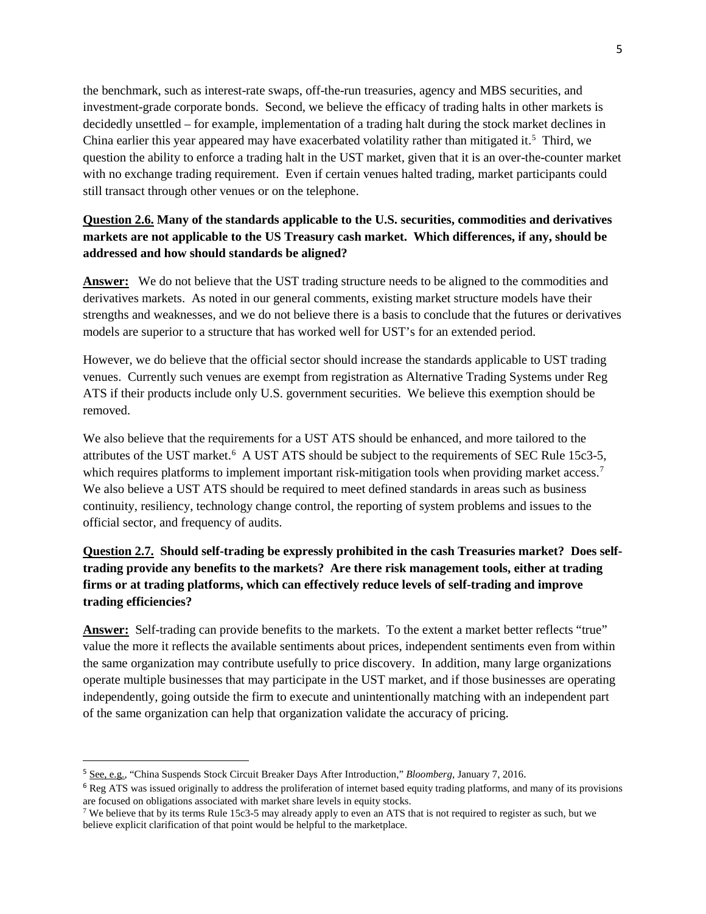the benchmark, such as interest-rate swaps, off-the-run treasuries, agency and MBS securities, and investment-grade corporate bonds. Second, we believe the efficacy of trading halts in other markets is decidedly unsettled – for example, implementation of a trading halt during the stock market declines in China earlier this year appeared may have exacerbated volatility rather than mitigated it.[5] Third, we question the ability to enforce a trading halt in the UST market, given that it is an over-the-counter market with no exchange trading requirement. Even if certain venues halted trading, market participants could still transact through other venues or on the telephone.

**Question 2.6. Many of the standards applicable to the U.S. securities, commodities and derivatives markets are not applicable to the US Treasury cash market. Which differences, if any, should be addressed and how should standards be aligned?**

**Answer:** We do not believe that the UST trading structure needs to be aligned to the commodities and derivatives markets. As noted in our general comments, existing market structure models have their strengths and weaknesses, and we do not believe there is a basis to conclude that the futures or derivatives models are superior to a structure that has worked well for UST's for an extended period.

However, we do believe that the official sector should increase the standards applicable to UST trading venues. Currently such venues are exempt from registration as Alternative Trading Systems under Reg ATS if their products include only U.S. government securities. We believe this exemption should be removed.

We also believe that the requirements for a UST ATS should be enhanced, and more tailored to the attributes of the UST market.[6] A UST ATS should be subject to the requirements of SEC Rule 15c3-5, which requires platforms to implement important risk-mitigation tools when providing market access.[7] We also believe a UST ATS should be required to meet defined standards in areas such as business continuity, resiliency, technology change control, the reporting of system problems and issues to the official sector, and frequency of audits.

**Question 2.7. Should self-trading be expressly prohibited in the cash Treasuries market? Does self-trading provide any benefits to the markets? Are there risk management tools, either at trading firms or at trading platforms, which can effectively reduce levels of self-trading and improve trading efficiencies?**

**Answer:** Self-trading can provide benefits to the markets. To the extent a market better reflects "true" value the more it reflects the available sentiments about prices, independent sentiments even from within the same organization may contribute usefully to price discovery. In addition, many large organizations operate multiple businesses that may participate in the UST market, and if those businesses are operating independently, going outside the firm to execute and unintentionally matching with an independent part of the same organization can help that organization validate the accuracy of pricing.

---

[5] See, e.g., "China Suspends Stock Circuit Breaker Days After Introduction," *Bloomberg*, January 7, 2016.

[6] Reg ATS was issued originally to address the proliferation of internet based equity trading platforms, and many of its provisions are focused on obligations associated with market share levels in equity stocks.

[7] We believe that by its terms Rule 15c3-5 may already apply to even an ATS that is not required to register as such, but we believe explicit clarification of that point would be helpful to the marketplace.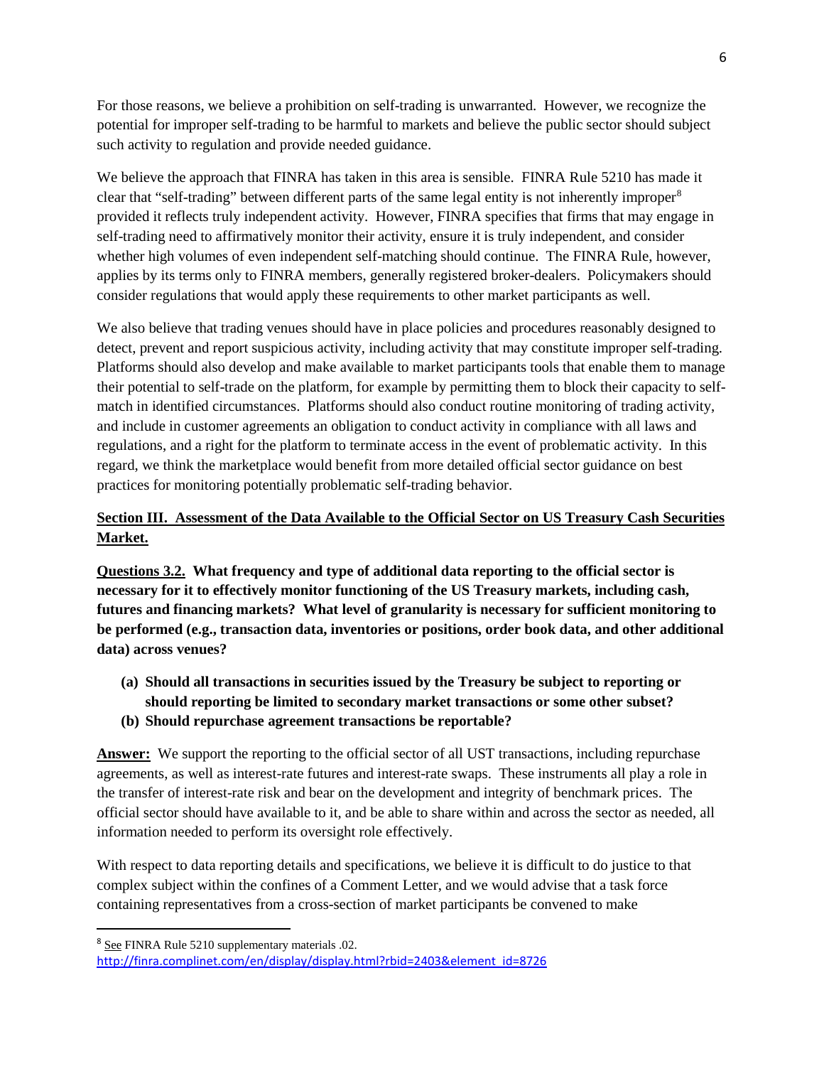For those reasons, we believe a prohibition on self-trading is unwarranted. However, we recognize the potential for improper self-trading to be harmful to markets and believe the public sector should subject such activity to regulation and provide needed guidance.

We believe the approach that FINRA has taken in this area is sensible. FINRA Rule 5210 has made it clear that "self-trading" between different parts of the same legal entity is not inherently improper[8] provided it reflects truly independent activity. However, FINRA specifies that firms that may engage in self-trading need to affirmatively monitor their activity, ensure it is truly independent, and consider whether high volumes of even independent self-matching should continue. The FINRA Rule, however, applies by its terms only to FINRA members, generally registered broker-dealers. Policymakers should consider regulations that would apply these requirements to other market participants as well.

We also believe that trading venues should have in place policies and procedures reasonably designed to detect, prevent and report suspicious activity, including activity that may constitute improper self-trading. Platforms should also develop and make available to market participants tools that enable them to manage their potential to self-trade on the platform, for example by permitting them to block their capacity to self-match in identified circumstances. Platforms should also conduct routine monitoring of trading activity, and include in customer agreements an obligation to conduct activity in compliance with all laws and regulations, and a right for the platform to terminate access in the event of problematic activity. In this regard, we think the marketplace would benefit from more detailed official sector guidance on best practices for monitoring potentially problematic self-trading behavior.

**Section III. Assessment of the Data Available to the Official Sector on US Treasury Cash Securities Market.**

**Questions 3.2. What frequency and type of additional data reporting to the official sector is necessary for it to effectively monitor functioning of the US Treasury markets, including cash, futures and financing markets? What level of granularity is necessary for sufficient monitoring to be performed (e.g., transaction data, inventories or positions, order book data, and other additional data) across venues?**

- **(a) Should all transactions in securities issued by the Treasury be subject to reporting or should reporting be limited to secondary market transactions or some other subset?**
- **(b) Should repurchase agreement transactions be reportable?**

**Answer:** We support the reporting to the official sector of all UST transactions, including repurchase agreements, as well as interest-rate futures and interest-rate swaps. These instruments all play a role in the transfer of interest-rate risk and bear on the development and integrity of benchmark prices. The official sector should have available to it, and be able to share within and across the sector as needed, all information needed to perform its oversight role effectively.

With respect to data reporting details and specifications, we believe it is difficult to do justice to that complex subject within the confines of a Comment Letter, and we would advise that a task force containing representatives from a cross-section of market participants be convened to make

[8] See FINRA Rule 5210 supplementary materials .02. http://finra.complinet.com/en/display/display.html?rbid=2403&element_id=8726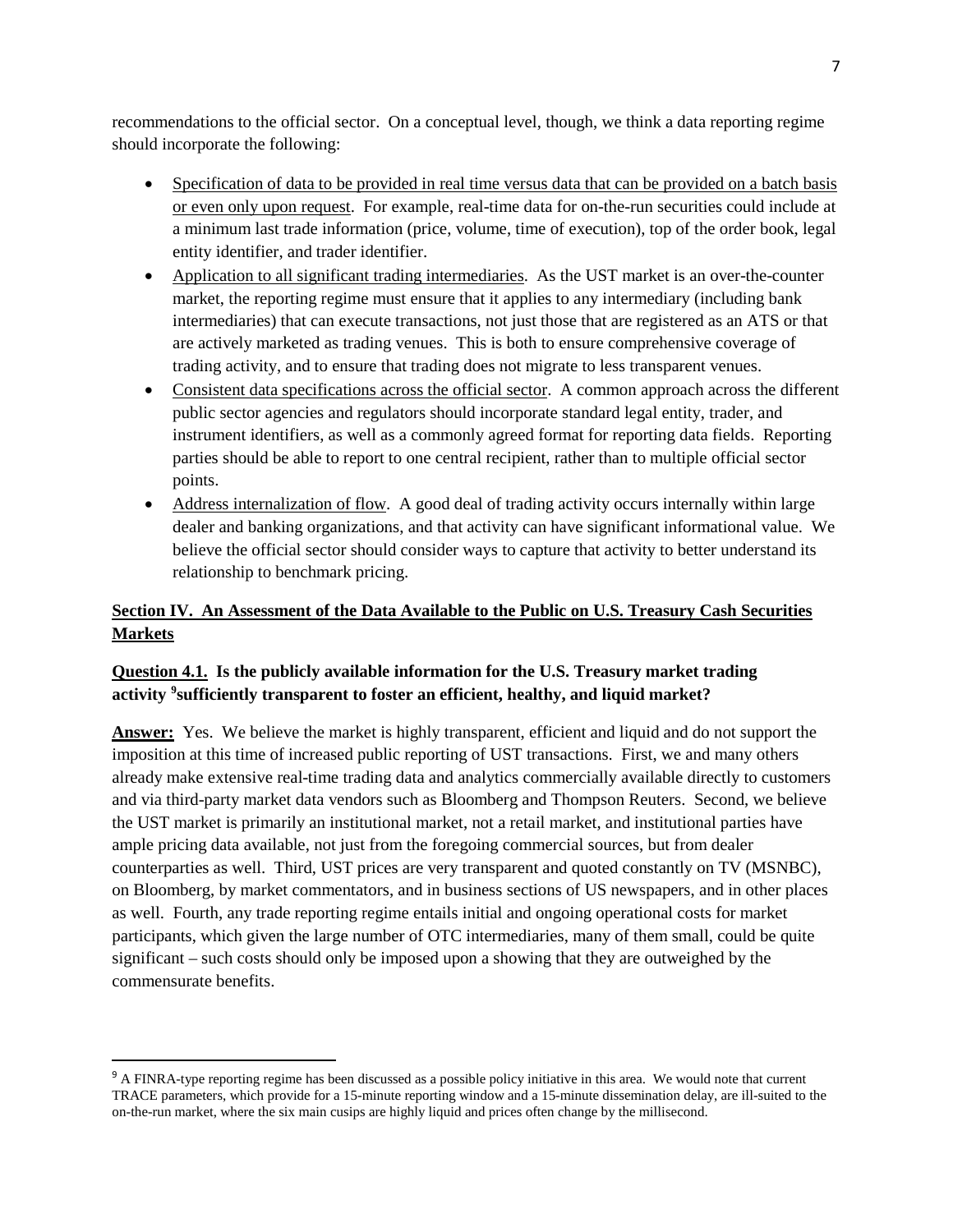recommendations to the official sector. On a conceptual level, though, we think a data reporting regime should incorporate the following:

- Specification of data to be provided in real time versus data that can be provided on a batch basis or even only upon request. For example, real-time data for on-the-run securities could include at a minimum last trade information (price, volume, time of execution), top of the order book, legal entity identifier, and trader identifier.
- Application to all significant trading intermediaries. As the UST market is an over-the-counter market, the reporting regime must ensure that it applies to any intermediary (including bank intermediaries) that can execute transactions, not just those that are registered as an ATS or that are actively marketed as trading venues. This is both to ensure comprehensive coverage of trading activity, and to ensure that trading does not migrate to less transparent venues.
- Consistent data specifications across the official sector. A common approach across the different public sector agencies and regulators should incorporate standard legal entity, trader, and instrument identifiers, as well as a commonly agreed format for reporting data fields. Reporting parties should be able to report to one central recipient, rather than to multiple official sector points.
- Address internalization of flow. A good deal of trading activity occurs internally within large dealer and banking organizations, and that activity can have significant informational value. We believe the official sector should consider ways to capture that activity to better understand its relationship to benchmark pricing.

## Section IV. An Assessment of the Data Available to the Public on U.S. Treasury Cash Securities Markets

**Question 4.1. Is the publicly available information for the U.S. Treasury market trading activity [9] sufficiently transparent to foster an efficient, healthy, and liquid market?**

**Answer:** Yes. We believe the market is highly transparent, efficient and liquid and do not support the imposition at this time of increased public reporting of UST transactions. First, we and many others already make extensive real-time trading data and analytics commercially available directly to customers and via third-party market data vendors such as Bloomberg and Thompson Reuters. Second, we believe the UST market is primarily an institutional market, not a retail market, and institutional parties have ample pricing data available, not just from the foregoing commercial sources, but from dealer counterparties as well. Third, UST prices are very transparent and quoted constantly on TV (MSNBC), on Bloomberg, by market commentators, and in business sections of US newspapers, and in other places as well. Fourth, any trade reporting regime entails initial and ongoing operational costs for market participants, which given the large number of OTC intermediaries, many of them small, could be quite significant – such costs should only be imposed upon a showing that they are outweighed by the commensurate benefits.

[9] A FINRA-type reporting regime has been discussed as a possible policy initiative in this area. We would note that current TRACE parameters, which provide for a 15-minute reporting window and a 15-minute dissemination delay, are ill-suited to the on-the-run market, where the six main cusips are highly liquid and prices often change by the millisecond.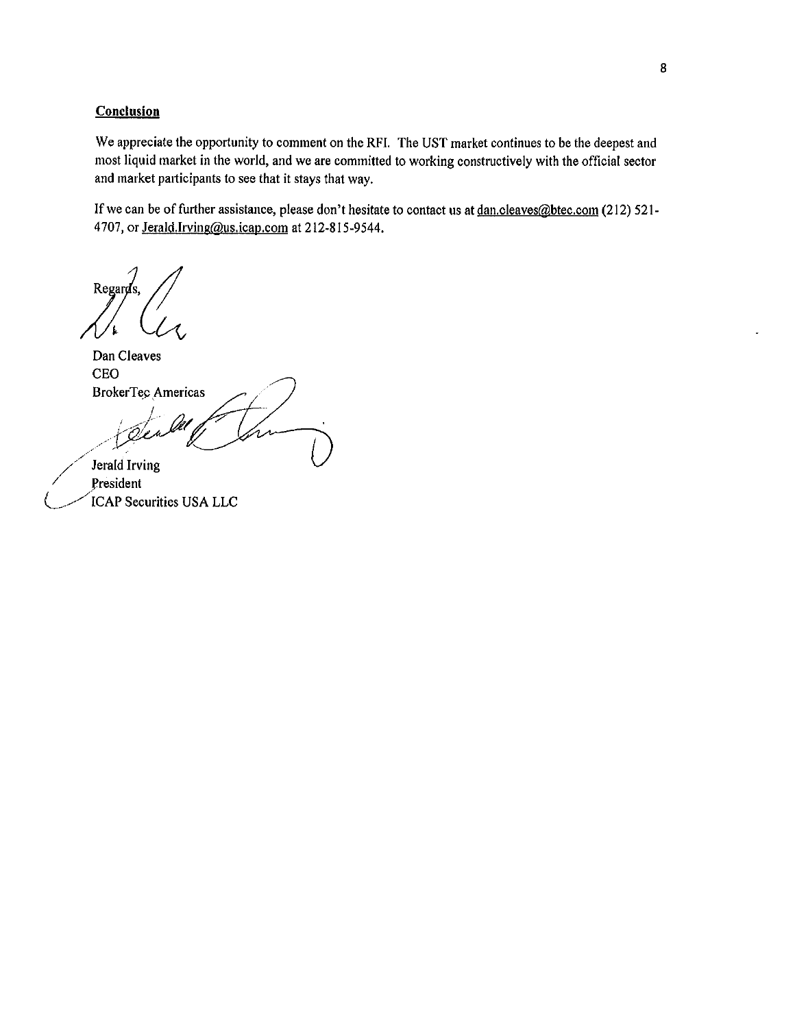**Conclusion**

We appreciate the opportunity to comment on the RFI. The UST market continues to be the deepest and most liquid market in the world, and we are committed to working constructively with the official sector and market participants to see that it stays that way.

If we can be of further assistance, please don't hesitate to contact us at dan.cleaves@btec.com (212) 521-4707, or Jerald.Irving@us.icap.com at 212-815-9544.

Regards,

Dan Cleaves
CEO
BrokerTec Americas

Jerald Irving
President
ICAP Securities USA LLC